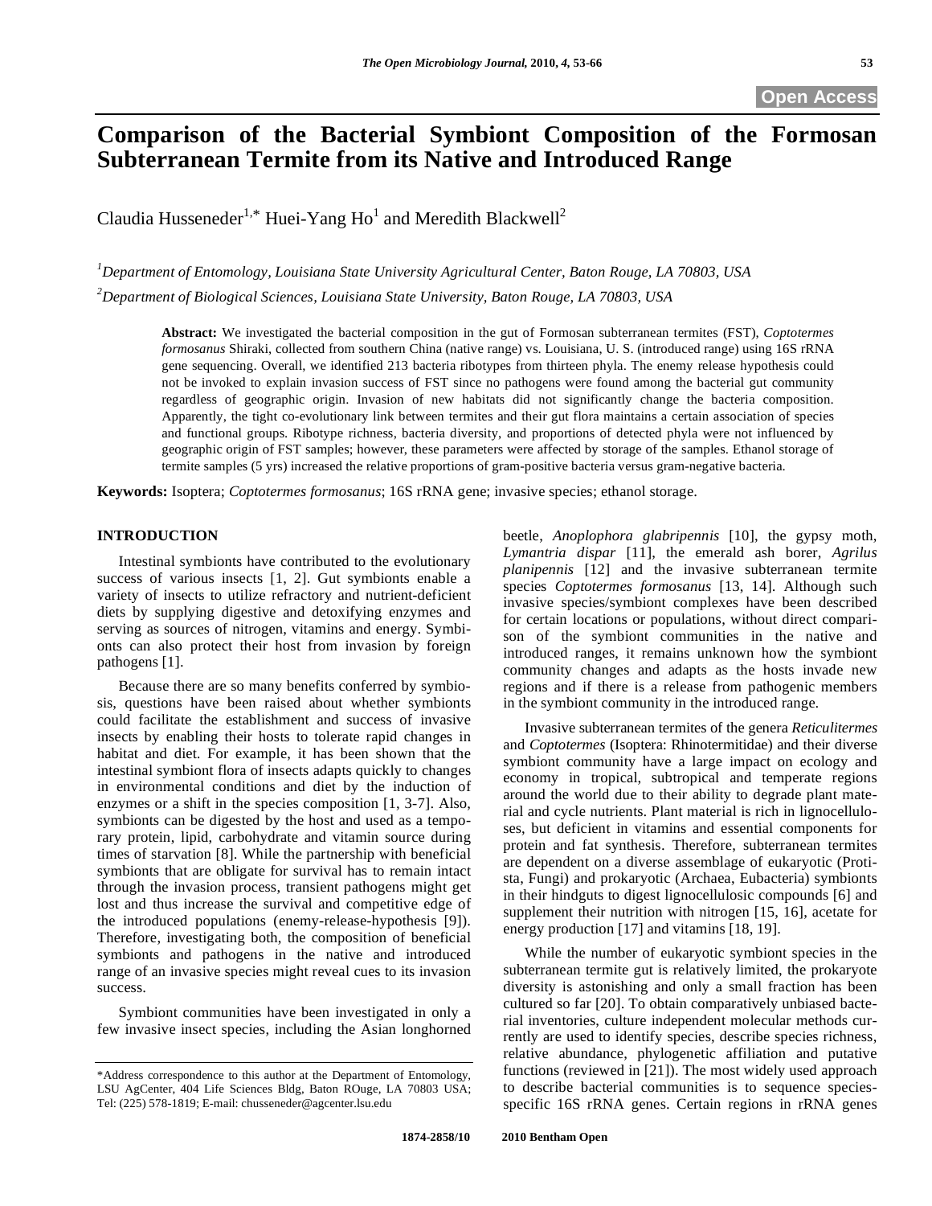# Comparison of the Bacterial Symbiont Composition of the Formosan Subterranean Termite from its Native and Introduced Range

Claudia Husseneder[1,*] Huei-Yang Ho[1] and Meredith Blackwell[2]

[1]*Department of Entomology, Louisiana State University Agricultural Center, Baton Rouge, LA 70803, USA*

[2]*Department of Biological Sciences, Louisiana State University, Baton Rouge, LA 70803, USA*

**Abstract:** We investigated the bacterial composition in the gut of Formosan subterranean termites (FST), *Coptotermes formosanus* Shiraki, collected from southern China (native range) vs. Louisiana, U. S. (introduced range) using 16S rRNA gene sequencing. Overall, we identified 213 bacteria ribotypes from thirteen phyla. The enemy release hypothesis could not be invoked to explain invasion success of FST since no pathogens were found among the bacterial gut community regardless of geographic origin. Invasion of new habitats did not significantly change the bacteria composition. Apparently, the tight co-evolutionary link between termites and their gut flora maintains a certain association of species and functional groups. Ribotype richness, bacteria diversity, and proportions of detected phyla were not influenced by geographic origin of FST samples; however, these parameters were affected by storage of the samples. Ethanol storage of termite samples (5 yrs) increased the relative proportions of gram-positive bacteria versus gram-negative bacteria.

**Keywords:** Isoptera; *Coptotermes formosanus*; 16S rRNA gene; invasive species; ethanol storage.

## INTRODUCTION

Intestinal symbionts have contributed to the evolutionary success of various insects [1, 2]. Gut symbionts enable a variety of insects to utilize refractory and nutrient-deficient diets by supplying digestive and detoxifying enzymes and serving as sources of nitrogen, vitamins and energy. Symbionts can also protect their host from invasion by foreign pathogens [1].

Because there are so many benefits conferred by symbiosis, questions have been raised about whether symbionts could facilitate the establishment and success of invasive insects by enabling their hosts to tolerate rapid changes in habitat and diet. For example, it has been shown that the intestinal symbiont flora of insects adapts quickly to changes in environmental conditions and diet by the induction of enzymes or a shift in the species composition [1, 3-7]. Also, symbionts can be digested by the host and used as a temporary protein, lipid, carbohydrate and vitamin source during times of starvation [8]. While the partnership with beneficial symbionts that are obligate for survival has to remain intact through the invasion process, transient pathogens might get lost and thus increase the survival and competitive edge of the introduced populations (enemy-release-hypothesis [9]). Therefore, investigating both, the composition of beneficial symbionts and pathogens in the native and introduced range of an invasive species might reveal cues to its invasion success.

Symbiont communities have been investigated in only a few invasive insect species, including the Asian longhorned beetle, *Anoplophora glabripennis* [10], the gypsy moth, *Lymantria dispar* [11], the emerald ash borer, *Agrilus planipennis* [12] and the invasive subterranean termite species *Coptotermes formosanus* [13, 14]. Although such invasive species/symbiont complexes have been described for certain locations or populations, without direct comparison of the symbiont communities in the native and introduced ranges, it remains unknown how the symbiont community changes and adapts as the hosts invade new regions and if there is a release from pathogenic members in the symbiont community in the introduced range.

Invasive subterranean termites of the genera *Reticulitermes* and *Coptotermes* (Isoptera: Rhinotermitidae) and their diverse symbiont community have a large impact on ecology and economy in tropical, subtropical and temperate regions around the world due to their ability to degrade plant material and cycle nutrients. Plant material is rich in lignocelluloses, but deficient in vitamins and essential components for protein and fat synthesis. Therefore, subterranean termites are dependent on a diverse assemblage of eukaryotic (Protista, Fungi) and prokaryotic (Archaea, Eubacteria) symbionts in their hindguts to digest lignocellulosic compounds [6] and supplement their nutrition with nitrogen [15, 16], acetate for energy production [17] and vitamins [18, 19].

While the number of eukaryotic symbiont species in the subterranean termite gut is relatively limited, the prokaryote diversity is astonishing and only a small fraction has been cultured so far [20]. To obtain comparatively unbiased bacterial inventories, culture independent molecular methods currently are used to identify species, describe species richness, relative abundance, phylogenetic affiliation and putative functions (reviewed in [21]). The most widely used approach to describe bacterial communities is to sequence species-specific 16S rRNA genes. Certain regions in rRNA genes

*Address correspondence to this author at the Department of Entomology, LSU AgCenter, 404 Life Sciences Bldg, Baton ROuge, LA 70803 USA; Tel: (225) 578-1819; E-mail: chusseneder@agcenter.lsu.edu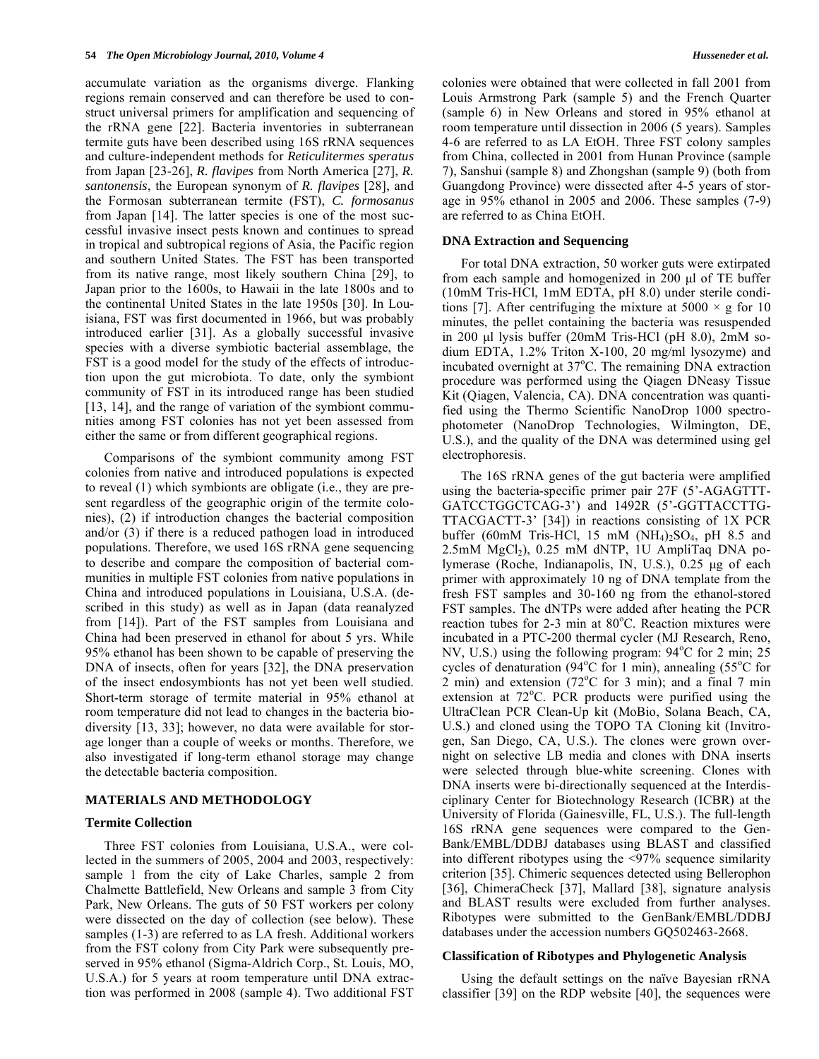accumulate variation as the organisms diverge. Flanking regions remain conserved and can therefore be used to construct universal primers for amplification and sequencing of the rRNA gene [22]. Bacteria inventories in subterranean termite guts have been described using 16S rRNA sequences and culture-independent methods for *Reticulitermes speratus* from Japan [23-26], *R. flavipes* from North America [27], *R. santonensis*, the European synonym of *R. flavipes* [28], and the Formosan subterranean termite (FST), *C. formosanus* from Japan [14]. The latter species is one of the most successful invasive insect pests known and continues to spread in tropical and subtropical regions of Asia, the Pacific region and southern United States. The FST has been transported from its native range, most likely southern China [29], to Japan prior to the 1600s, to Hawaii in the late 1800s and to the continental United States in the late 1950s [30]. In Louisiana, FST was first documented in 1966, but was probably introduced earlier [31]. As a globally successful invasive species with a diverse symbiotic bacterial assemblage, the FST is a good model for the study of the effects of introduction upon the gut microbiota. To date, only the symbiont community of FST in its introduced range has been studied [13, 14], and the range of variation of the symbiont communities among FST colonies has not yet been assessed from either the same or from different geographical regions.

Comparisons of the symbiont community among FST colonies from native and introduced populations is expected to reveal (1) which symbionts are obligate (i.e., they are present regardless of the geographic origin of the termite colonies), (2) if introduction changes the bacterial composition and/or (3) if there is a reduced pathogen load in introduced populations. Therefore, we used 16S rRNA gene sequencing to describe and compare the composition of bacterial communities in multiple FST colonies from native populations in China and introduced populations in Louisiana, U.S.A. (described in this study) as well as in Japan (data reanalyzed from [14]). Part of the FST samples from Louisiana and China had been preserved in ethanol for about 5 yrs. While 95% ethanol has been shown to be capable of preserving the DNA of insects, often for years [32], the DNA preservation of the insect endosymbionts has not yet been well studied. Short-term storage of termite material in 95% ethanol at room temperature did not lead to changes in the bacteria biodiversity [13, 33]; however, no data were available for storage longer than a couple of weeks or months. Therefore, we also investigated if long-term ethanol storage may change the detectable bacteria composition.

## MATERIALS AND METHODOLOGY

### Termite Collection

Three FST colonies from Louisiana, U.S.A., were collected in the summers of 2005, 2004 and 2003, respectively: sample 1 from the city of Lake Charles, sample 2 from Chalmette Battlefield, New Orleans and sample 3 from City Park, New Orleans. The guts of 50 FST workers per colony were dissected on the day of collection (see below). These samples (1-3) are referred to as LA fresh. Additional workers from the FST colony from City Park were subsequently preserved in 95% ethanol (Sigma-Aldrich Corp., St. Louis, MO, U.S.A.) for 5 years at room temperature until DNA extraction was performed in 2008 (sample 4). Two additional FST colonies were obtained that were collected in fall 2001 from Louis Armstrong Park (sample 5) and the French Quarter (sample 6) in New Orleans and stored in 95% ethanol at room temperature until dissection in 2006 (5 years). Samples 4-6 are referred to as LA EtOH. Three FST colony samples from China, collected in 2001 from Hunan Province (sample 7), Sanshui (sample 8) and Zhongshan (sample 9) (both from Guangdong Province) were dissected after 4-5 years of storage in 95% ethanol in 2005 and 2006. These samples (7-9) are referred to as China EtOH.

### DNA Extraction and Sequencing

For total DNA extraction, 50 worker guts were extirpated from each sample and homogenized in 200 µl of TE buffer (10mM Tris-HCl, 1mM EDTA, pH 8.0) under sterile conditions [7]. After centrifuging the mixture at 5000 × g for 10 minutes, the pellet containing the bacteria was resuspended in 200 µl lysis buffer (20mM Tris-HCl (pH 8.0), 2mM sodium EDTA, 1.2% Triton X-100, 20 mg/ml lysozyme) and incubated overnight at 37°C. The remaining DNA extraction procedure was performed using the Qiagen DNeasy Tissue Kit (Qiagen, Valencia, CA). DNA concentration was quantified using the Thermo Scientific NanoDrop 1000 spectrophotometer (NanoDrop Technologies, Wilmington, DE, U.S.), and the quality of the DNA was determined using gel electrophoresis.

The 16S rRNA genes of the gut bacteria were amplified using the bacteria-specific primer pair 27F (5'-AGAGTTTGATCCTGGCTCAG-3') and 1492R (5'-GGTTACCTTGTTACGACTT-3' [34]) in reactions consisting of 1X PCR buffer (60mM Tris-HCl, 15 mM $(NH_4)_2SO_4$, pH 8.5 and 2.5mM $MgCl_2$), 0.25 mM dNTP, 1U AmpliTaq DNA polymerase (Roche, Indianapolis, IN, U.S.), 0.25 µg of each primer with approximately 10 ng of DNA template from the fresh FST samples and 30-160 ng from the ethanol-stored FST samples. The dNTPs were added after heating the PCR reaction tubes for 2-3 min at 80°C. Reaction mixtures were incubated in a PTC-200 thermal cycler (MJ Research, Reno, NV, U.S.) using the following program: 94°C for 2 min; 25 cycles of denaturation (94°C for 1 min), annealing (55°C for 2 min) and extension (72°C for 3 min); and a final 7 min extension at 72°C. PCR products were purified using the UltraClean PCR Clean-Up kit (MoBio, Solana Beach, CA, U.S.) and cloned using the TOPO TA Cloning kit (Invitrogen, San Diego, CA, U.S.). The clones were grown overnight on selective LB media and clones with DNA inserts were selected through blue-white screening. Clones with DNA inserts were bi-directionally sequenced at the Interdisciplinary Center for Biotechnology Research (ICBR) at the University of Florida (Gainesville, FL, U.S.). The full-length 16S rRNA gene sequences were compared to the GenBank/EMBL/DDBJ databases using BLAST and classified into different ribotypes using the <97% sequence similarity criterion [35]. Chimeric sequences detected using Bellerophon [36], ChimeraCheck [37], Mallard [38], signature analysis and BLAST results were excluded from further analyses. Ribotypes were submitted to the GenBank/EMBL/DDBJ databases under the accession numbers GQ502463-2668.

### Classification of Ribotypes and Phylogenetic Analysis

Using the default settings on the naïve Bayesian rRNA classifier [39] on the RDP website [40], the sequences were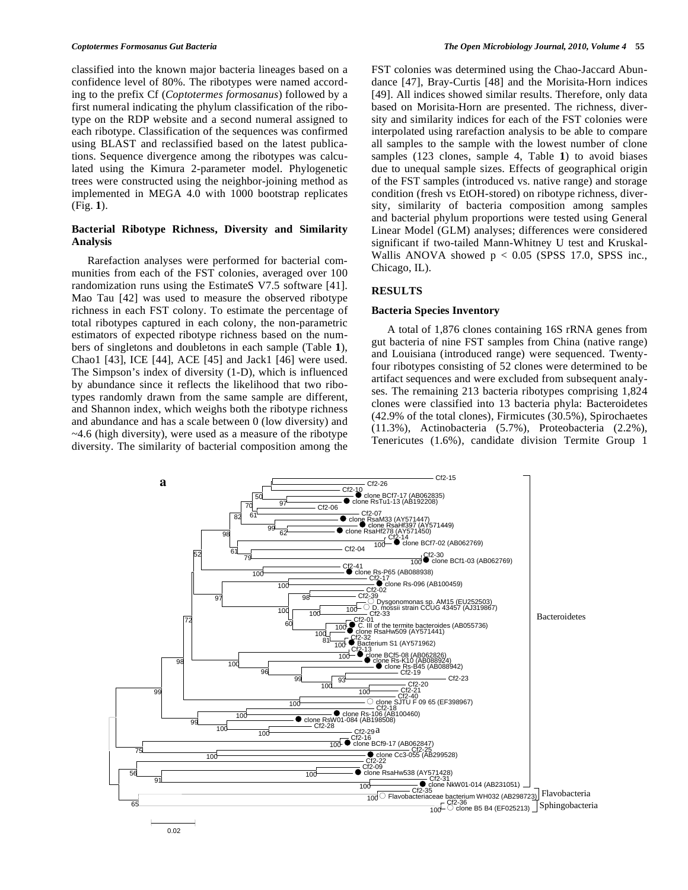classified into the known major bacteria lineages based on a confidence level of 80%. The ribotypes were named according to the prefix Cf (*Coptotermes formosanus*) followed by a first numeral indicating the phylum classification of the ribotype on the RDP website and a second numeral assigned to each ribotype. Classification of the sequences was confirmed using BLAST and reclassified based on the latest publications. Sequence divergence among the ribotypes was calculated using the Kimura 2-parameter model. Phylogenetic trees were constructed using the neighbor-joining method as implemented in MEGA 4.0 with 1000 bootstrap replicates (Fig. **1**).

### Bacterial Ribotype Richness, Diversity and Similarity Analysis

Rarefaction analyses were performed for bacterial communities from each of the FST colonies, averaged over 100 randomization runs using the EstimateS V7.5 software [41]. Mao Tau [42] was used to measure the observed ribotype richness in each FST colony. To estimate the percentage of total ribotypes captured in each colony, the non-parametric estimators of expected ribotype richness based on the numbers of singletons and doubletons in each sample (Table **1**), Chao1 [43], ICE [44], ACE [45] and Jack1 [46] were used. The Simpson's index of diversity (1-D), which is influenced by abundance since it reflects the likelihood that two ribotypes randomly drawn from the same sample are different, and Shannon index, which weighs both the ribotype richness and abundance and has a scale between 0 (low diversity) and ~4.6 (high diversity), were used as a measure of the ribotype diversity. The similarity of bacterial composition among the FST colonies was determined using the Chao-Jaccard Abundance [47], Bray-Curtis [48] and the Morisita-Horn indices [49]. All indices showed similar results. Therefore, only data based on Morisita-Horn are presented. The richness, diversity and similarity indices for each of the FST colonies were interpolated using rarefaction analysis to be able to compare all samples to the sample with the lowest number of clone samples (123 clones, sample 4, Table **1**) to avoid biases due to unequal sample sizes. Effects of geographical origin of the FST samples (introduced vs. native range) and storage condition (fresh vs EtOH-stored) on ribotype richness, diversity, similarity of bacteria composition among samples and bacterial phylum proportions were tested using General Linear Model (GLM) analyses; differences were considered significant if two-tailed Mann-Whitney U test and Kruskal-Wallis ANOVA showed $p < 0.05$ (SPSS 17.0, SPSS inc., Chicago, IL).

## RESULTS

### Bacteria Species Inventory

A total of 1,876 clones containing 16S rRNA genes from gut bacteria of nine FST samples from China (native range) and Louisiana (introduced range) were sequenced. Twenty-four ribotypes consisting of 52 clones were determined to be artifact sequences and were excluded from subsequent analyses. The remaining 213 bacteria ribotypes comprising 1,824 clones were classified into 13 bacteria phyla: Bacteroidetes (42.9% of the total clones), Firmicutes (30.5%), Spirochaetes (11.3%), Actinobacteria (5.7%), Proteobacteria (2.2%), Tenericutes (1.6%), candidate division Termite Group 1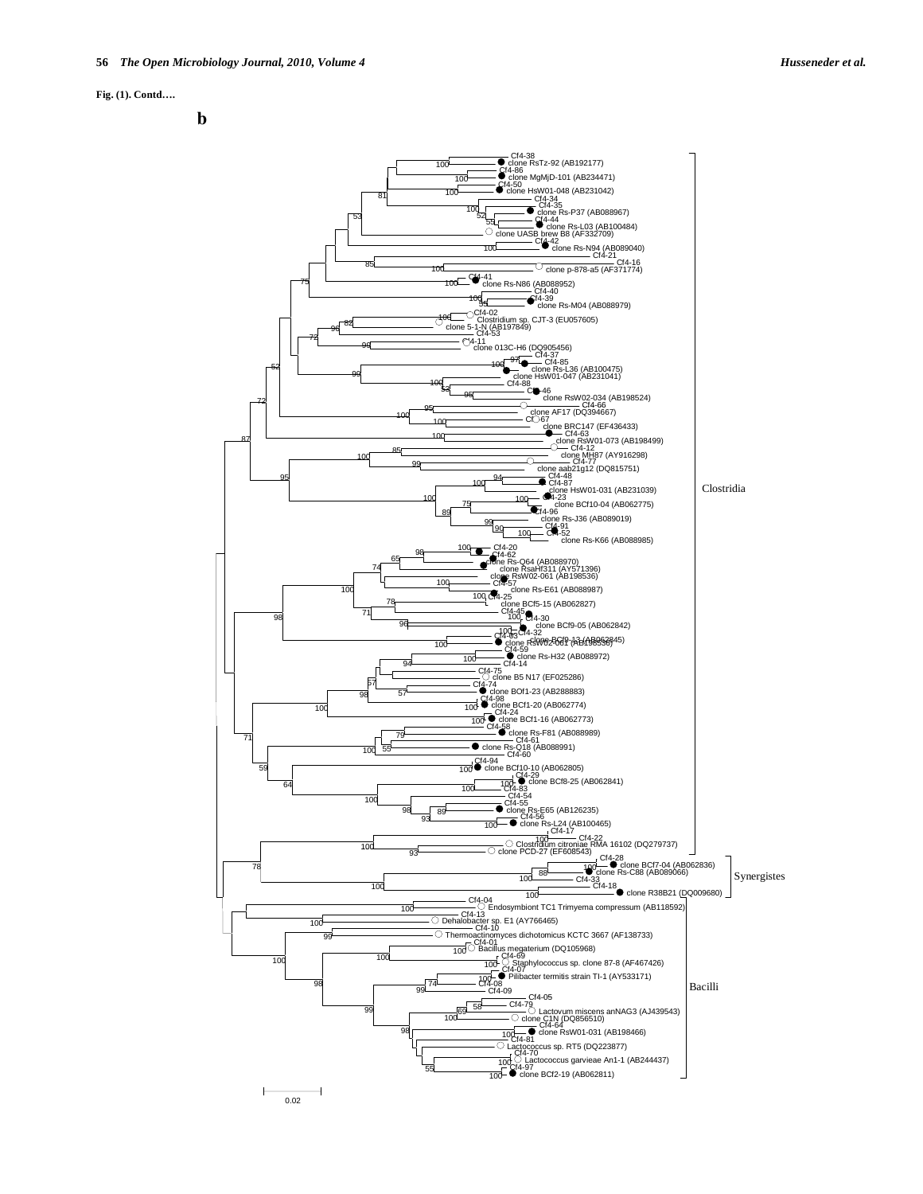**Fig. (1). Contd….**

**b**

Cf4-38
clone RsTz-92 (AB192177)
Cf4-86
clone MgMjD-101 (AB234471)
Cf4-50
clone HsW01-048 (AB231042)
Cf4-34
Cf4-35
clone Rs-P37 (AB088967)
Cf4-44
clone Rs-L03 (AB100484)
clone UASB brew B8 (AF332709)
Cf4-42
clone Rs-N94 (AB089040)
Cf4-21
Cf4-16
clone p-878-a5 (AF371774)
Cf4-41
clone Rs-N86 (AB088952)
Cf4-40
Cf4-39
clone Rs-M04 (AB088979)
Cf4-02
Clostridium sp. CJT-3 (EU057605)
clone 5-1-N (AB197849)
Cf4-53
Cf4-11
clone 013C-H6 (DQ905456)
Cf4-37
Cf4-85
clone Rs-L36 (AB100475)
clone HsW01-047 (AB231041)
Cf4-88
Cf4-46
clone RsW02-034 (AB198524)
Cf4-66
clone AF17 (DQ394667)
Cf4-67
clone BRC147 (EF436433)
Cf4-63
clone RsW01-073 (AB198499)
Cf4-12
clone MH87 (AY916298)
Cf4-77
clone aab21g12 (DQ815751)
Cf4-48
Cf4-87
clone HsW01-031 (AB231039)
Cf4-23
clone BCf10-04 (AB062775)
Cf4-96
clone Rs-J36 (AB089019)
Cf4-91
Cf4-52
clone Rs-K66 (AB088985)
Cf4-20
Cf4-62
clone Rs-Q64 (AB088970)
clone RsaHf311 (AY571396)
clone RsW02-061 (AB198536)
Cf4-57
clone Rs-E61 (AB088987)
Cf4-25
clone BCf5-15 (AB062827)
Cf4-45
Cf4-30
clone BCf9-05 (AB062842)
Cf4-32
Cf4-03
clone BCf9-13 (AB062845)
clone RsW02-061 (AB198536)
Cf4-59
clone Rs-H32 (AB088972)
Cf4-14
Cf4-75
clone B5 N17 (EF025286)
Cf4-74
clone BOf1-23 (AB288883)
Cf4-98
clone BCf1-20 (AB062774)
Cf4-24
clone BCf1-16 (AB062773)
Cf4-58
clone Rs-F81 (AB088989)
Cf4-61
clone Rs-Q18 (AB088991)
Cf4-60
Cf4-94
clone BCf10-10 (AB062805)
Cf4-29
clone BCf8-25 (AB062841)
Cf4-83
Cf4-54
Cf4-55
clone Rs-E65 (AB126235)
Cf4-56
clone Rs-L24 (AB100465)
Cf4-17
Cf4-22
Clostridium citroniae RMA 16102 (DQ279737)
clone PCD-27 (EF608543)
Clostridia

Cf4-28
clone BCf7-04 (AB062836)
clone Rs-C88 (AB089066)
Cf4-33
Cf4-18
clone R38B21 (DQ009680)
Synergistes

Cf4-04
Endosymbiont TC1 Trimyema compressum (AB118592)
Cf4-13
Dehalobacter sp. E1 (AY766465)
Cf4-10
Thermoactinomyces dichotomicus KCTC 3667 (AF138733)
Cf4-01
Bacillus megaterium (DQ105968)
Cf4-69
Staphylococcus sp. clone 87-8 (AF467426)
Cf4-07
Pilibacter termitis strain TI-1 (AY533171)
Cf4-08
Cf4-09
Cf4-05
Cf4-79
Lactovum miscens anNAG3 (AJ439543)
clone C1N (DQ856510)
Cf4-64
clone RsW01-031 (AB198466)
Cf4-81
Lactococcus sp. RT5 (DQ223877)
Cf4-70
Lactococcus garvieae An1-1 (AB244437)
Cf4-97
clone BCf2-19 (AB062811)
Bacilli

0.02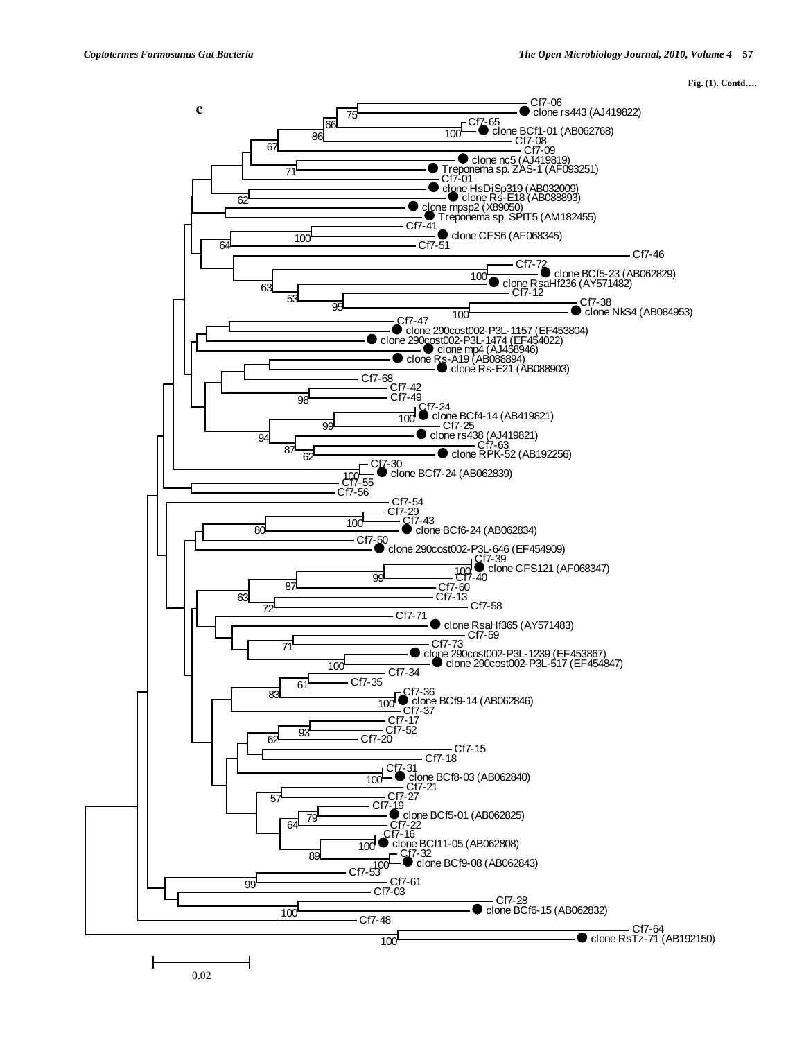Fig. (1). Contd….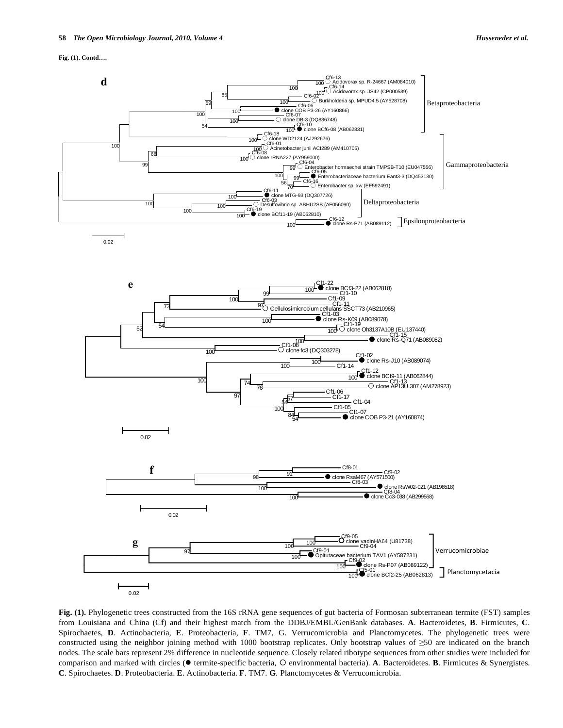**Fig. (1). Contd….**

**Fig. (1).** Phylogenetic trees constructed from the 16S rRNA gene sequences of gut bacteria of Formosan subterranean termite (FST) samples from Louisiana and China (Cf) and their highest match from the DDBJ/EMBL/GenBank databases. **A**. Bacteroidetes, **B**. Firmicutes, **C**. Spirochaetes, **D**. Actinobacteria, **E**. Proteobacteria, **F**. TM7, G. Verrucomicrobia and Planctomycetes. The phylogenetic trees were constructed using the neighbor joining method with 1000 bootstrap replicates. Only bootstrap values of ≥50 are indicated on the branch nodes. The scale bars represent 2% difference in nucleotide sequence. Closely related ribotype sequences from other studies were included for comparison and marked with circles (● termite-specific bacteria, ○ environmental bacteria). **A**. Bacteroidetes. **B**. Firmicutes & Synergistes. **C**. Spirochaetes. **D**. Proteobacteria. **E**. Actinobacteria. **F**. TM7. **G**. Planctomycetes & Verrucomicrobia.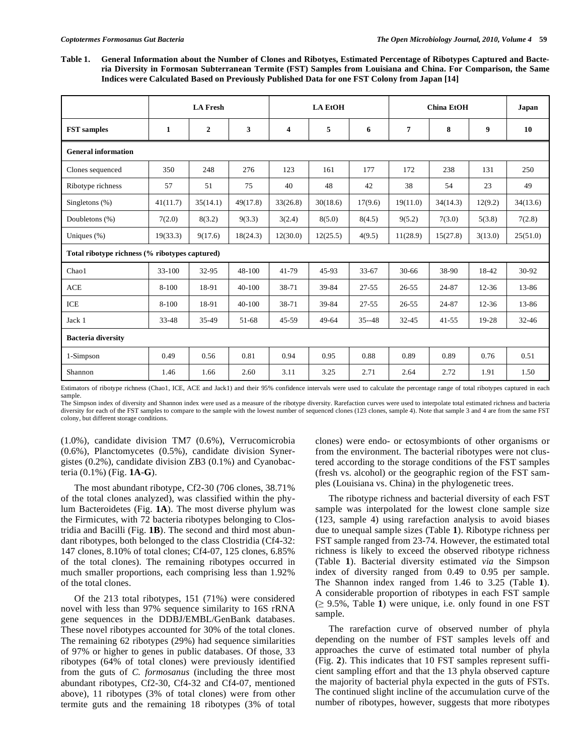**Table 1. General Information about the Number of Clones and Ribotyes, Estimated Percentage of Ribotypes Captured and Bacteria Diversity in Formosan Subterranean Termite (FST) Samples from Louisiana and China. For Comparison, the Same Indices were Calculated Based on Previously Published Data for one FST Colony from Japan [14]**

| | LA Fresh | | | LA EtOH | | | China EtOH | | | Japan |
|---|---|---|---|---|---|---|---|---|---|---|
| **FST samples** | **1** | **2** | **3** | **4** | **5** | **6** | **7** | **8** | **9** | **10** |
| **General information** | | | | | | | | | | |
| Clones sequenced | 350 | 248 | 276 | 123 | 161 | 177 | 172 | 238 | 131 | 250 |
| Ribotype richness | 57 | 51 | 75 | 40 | 48 | 42 | 38 | 54 | 23 | 49 |
| Singletons (%) | 41(11.7) | 35(14.1) | 49(17.8) | 33(26.8) | 30(18.6) | 17(9.6) | 19(11.0) | 34(14.3) | 12(9.2) | 34(13.6) |
| Doubletons (%) | 7(2.0) | 8(3.2) | 9(3.3) | 3(2.4) | 8(5.0) | 8(4.5) | 9(5.2) | 7(3.0) | 5(3.8) | 7(2.8) |
| Uniques (%) | 19(33.3) | 9(17.6) | 18(24.3) | 12(30.0) | 12(25.5) | 4(9.5) | 11(28.9) | 15(27.8) | 3(13.0) | 25(51.0) |
| **Total ribotype richness (% ribotypes captured)** | | | | | | | | | | |
| Chao1 | 33-100 | 32-95 | 48-100 | 41-79 | 45-93 | 33-67 | 30-66 | 38-90 | 18-42 | 30-92 |
| ACE | 8-100 | 18-91 | 40-100 | 38-71 | 39-84 | 27-55 | 26-55 | 24-87 | 12-36 | 13-86 |
| ICE | 8-100 | 18-91 | 40-100 | 38-71 | 39-84 | 27-55 | 26-55 | 24-87 | 12-36 | 13-86 |
| Jack 1 | 33-48 | 35-49 | 51-68 | 45-59 | 49-64 | 35--48 | 32-45 | 41-55 | 19-28 | 32-46 |
| **Bacteria diversity** | | | | | | | | | | |
| 1-Simpson | 0.49 | 0.56 | 0.81 | 0.94 | 0.95 | 0.88 | 0.89 | 0.89 | 0.76 | 0.51 |
| Shannon | 1.46 | 1.66 | 2.60 | 3.11 | 3.25 | 2.71 | 2.64 | 2.72 | 1.91 | 1.50 |

Estimators of ribotype richness (Chao1, ICE, ACE and Jack1) and their 95% confidence intervals were used to calculate the percentage range of total ribotypes captured in each sample.
The Simpson index of diversity and Shannon index were used as a measure of the ribotype diversity. Rarefaction curves were used to interpolate total estimated richness and bacteria diversity for each of the FST samples to compare to the sample with the lowest number of sequenced clones (123 clones, sample 4). Note that sample 3 and 4 are from the same FST colony, but different storage conditions.

(1.0%), candidate division TM7 (0.6%), Verrucomicrobia (0.6%), Planctomycetes (0.5%), candidate division Synergistes (0.2%), candidate division ZB3 (0.1%) and Cyanobacteria (0.1%) (Fig. **1A-G**).

The most abundant ribotype, Cf2-30 (706 clones, 38.71% of the total clones analyzed), was classified within the phylum Bacteroidetes (Fig. **1A**). The most diverse phylum was the Firmicutes, with 72 bacteria ribotypes belonging to Clostridia and Bacilli (Fig. **1B**). The second and third most abundant ribotypes, both belonged to the class Clostridia (Cf4-32: 147 clones, 8.10% of total clones; Cf4-07, 125 clones, 6.85% of the total clones). The remaining ribotypes occurred in much smaller proportions, each comprising less than 1.92% of the total clones.

Of the 213 total ribotypes, 151 (71%) were considered novel with less than 97% sequence similarity to 16S rRNA gene sequences in the DDBJ/EMBL/GenBank databases. These novel ribotypes accounted for 30% of the total clones. The remaining 62 ribotypes (29%) had sequence similarities of 97% or higher to genes in public databases. Of those, 33 ribotypes (64% of total clones) were previously identified from the guts of *C. formosanus* (including the three most abundant ribotypes, Cf2-30, Cf4-32 and Cf4-07, mentioned above), 11 ribotypes (3% of total clones) were from other termite guts and the remaining 18 ribotypes (3% of total clones) were endo- or ectosymbionts of other organisms or from the environment. The bacterial ribotypes were not clustered according to the storage conditions of the FST samples (fresh vs. alcohol) or the geographic region of the FST samples (Louisiana vs. China) in the phylogenetic trees.

The ribotype richness and bacterial diversity of each FST sample was interpolated for the lowest clone sample size (123, sample 4) using rarefaction analysis to avoid biases due to unequal sample sizes (Table **1**). Ribotype richness per FST sample ranged from 23-74. However, the estimated total richness is likely to exceed the observed ribotype richness (Table **1**). Bacterial diversity estimated *via* the Simpson index of diversity ranged from 0.49 to 0.95 per sample. The Shannon index ranged from 1.46 to 3.25 (Table **1**). A considerable proportion of ribotypes in each FST sample ($\geq$ 9.5%, Table **1**) were unique, i.e. only found in one FST sample.

The rarefaction curve of observed number of phyla depending on the number of FST samples levels off and approaches the curve of estimated total number of phyla (Fig. **2**). This indicates that 10 FST samples represent sufficient sampling effort and that the 13 phyla observed capture the majority of bacterial phyla expected in the guts of FSTs. The continued slight incline of the accumulation curve of the number of ribotypes, however, suggests that more ribotypes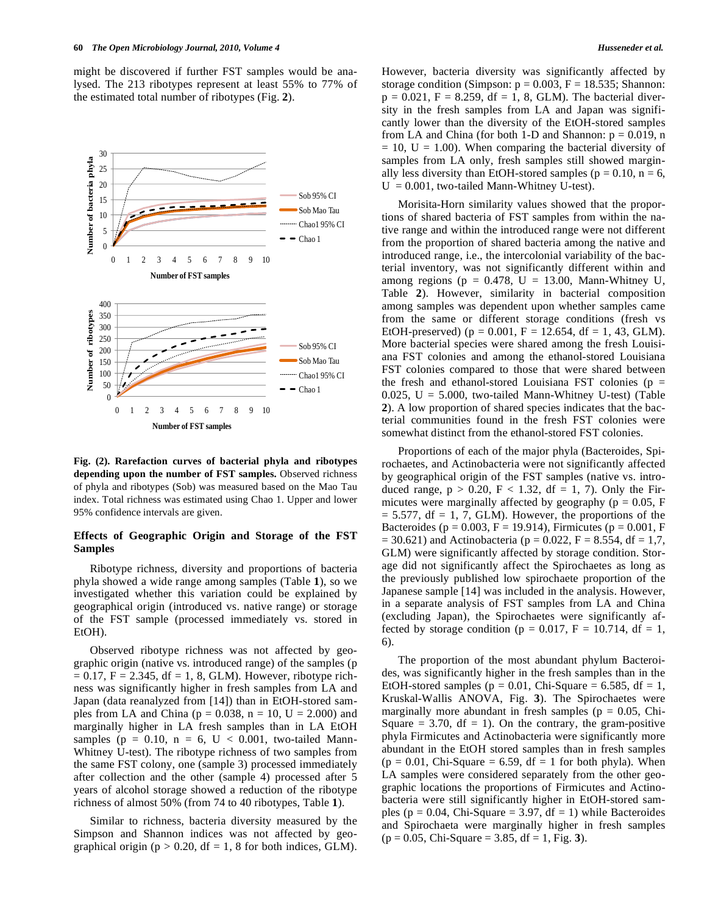might be discovered if further FST samples would be analysed. The 213 ribotypes represent at least 55% to 77% of the estimated total number of ribotypes (Fig. **2**).

**Fig. (2). Rarefaction curves of bacterial phyla and ribotypes depending upon the number of FST samples.** Observed richness of phyla and ribotypes (Sob) was measured based on the Mao Tau index. Total richness was estimated using Chao 1. Upper and lower 95% confidence intervals are given.

### Effects of Geographic Origin and Storage of the FST Samples

Ribotype richness, diversity and proportions of bacteria phyla showed a wide range among samples (Table **1**), so we investigated whether this variation could be explained by geographical origin (introduced vs. native range) or storage of the FST sample (processed immediately vs. stored in EtOH).

Observed ribotype richness was not affected by geographic origin (native vs. introduced range) of the samples ($p = 0.17$, $F = 2.345$, df = 1, 8, GLM). However, ribotype richness was significantly higher in fresh samples from LA and Japan (data reanalyzed from [14]) than in EtOH-stored samples from LA and China ($p = 0.038$, $n = 10$, $U = 2.000$) and marginally higher in LA fresh samples than in LA EtOH samples ($p = 0.10$, $n = 6$, $U < 0.001$, two-tailed Mann-Whitney U-test). The ribotype richness of two samples from the same FST colony, one (sample 3) processed immediately after collection and the other (sample 4) processed after 5 years of alcohol storage showed a reduction of the ribotype richness of almost 50% (from 74 to 40 ribotypes, Table **1**).

Similar to richness, bacteria diversity measured by the Simpson and Shannon indices was not affected by geographical origin ($p > 0.20$, df = 1, 8 for both indices, GLM). However, bacteria diversity was significantly affected by storage condition (Simpson: $p = 0.003$, $F = 18.535$; Shannon: $p = 0.021$, $F = 8.259$, df = 1, 8, GLM). The bacterial diversity in the fresh samples from LA and Japan was significantly lower than the diversity of the EtOH-stored samples from LA and China (for both 1-D and Shannon: $p = 0.019$, $n = 10$, $U = 1.00$). When comparing the bacterial diversity of samples from LA only, fresh samples still showed marginally less diversity than EtOH-stored samples ($p = 0.10$, $n = 6$, $U = 0.001$, two-tailed Mann-Whitney U-test).

Morisita-Horn similarity values showed that the proportions of shared bacteria of FST samples from within the native range and within the introduced range were not different from the proportion of shared bacteria among the native and introduced range, i.e., the intercolonial variability of the bacterial inventory, was not significantly different within and among regions ($p = 0.478$, $U = 13.00$, Mann-Whitney U, Table **2**). However, similarity in bacterial composition among samples was dependent upon whether samples came from the same or different storage conditions (fresh vs EtOH-preserved) ($p = 0.001$, $F = 12.654$, df = 1, 43, GLM). More bacterial species were shared among the fresh Louisiana FST colonies and among the ethanol-stored Louisiana FST colonies compared to those that were shared between the fresh and ethanol-stored Louisiana FST colonies ($p = 0.025$, $U = 5.000$, two-tailed Mann-Whitney U-test) (Table **2**). A low proportion of shared species indicates that the bacterial communities found in the fresh FST colonies were somewhat distinct from the ethanol-stored FST colonies.

Proportions of each of the major phyla (Bacteroides, Spirochaetes, and Actinobacteria were not significantly affected by geographical origin of the FST samples (native vs. introduced range, $p > 0.20$, $F < 1.32$, df = 1, 7). Only the Firmicutes were marginally affected by geography ($p = 0.05$, $F = 5.577$, df = 1, 7, GLM). However, the proportions of the Bacteroides ($p = 0.003$, $F = 19.914$), Firmicutes ($p = 0.001$, $F = 30.621$) and Actinobacteria ($p = 0.022$, $F = 8.554$, df = 1,7, GLM) were significantly affected by storage condition. Storage did not significantly affect the Spirochaetes as long as the previously published low spirochaete proportion of the Japanese sample [14] was included in the analysis. However, in a separate analysis of FST samples from LA and China (excluding Japan), the Spirochaetes were significantly affected by storage condition ($p = 0.017$, $F = 10.714$, df = 1, 6).

The proportion of the most abundant phylum Bacteroides, was significantly higher in the fresh samples than in the EtOH-stored samples ($p = 0.01$, Chi-Square = 6.585, df = 1, Kruskal-Wallis ANOVA, Fig. **3**). The Spirochaetes were marginally more abundant in fresh samples ($p = 0.05$, Chi-Square = 3.70, df = 1). On the contrary, the gram-positive phyla Firmicutes and Actinobacteria were significantly more abundant in the EtOH stored samples than in fresh samples ($p = 0.01$, Chi-Square = 6.59, df = 1 for both phyla). When LA samples were considered separately from the other geographic locations the proportions of Firmicutes and Actinobacteria were still significantly higher in EtOH-stored samples ($p = 0.04$, Chi-Square = 3.97, df = 1) while Bacteroides and Spirochaeta were marginally higher in fresh samples ($p = 0.05$, Chi-Square = 3.85, df = 1, Fig. **3**).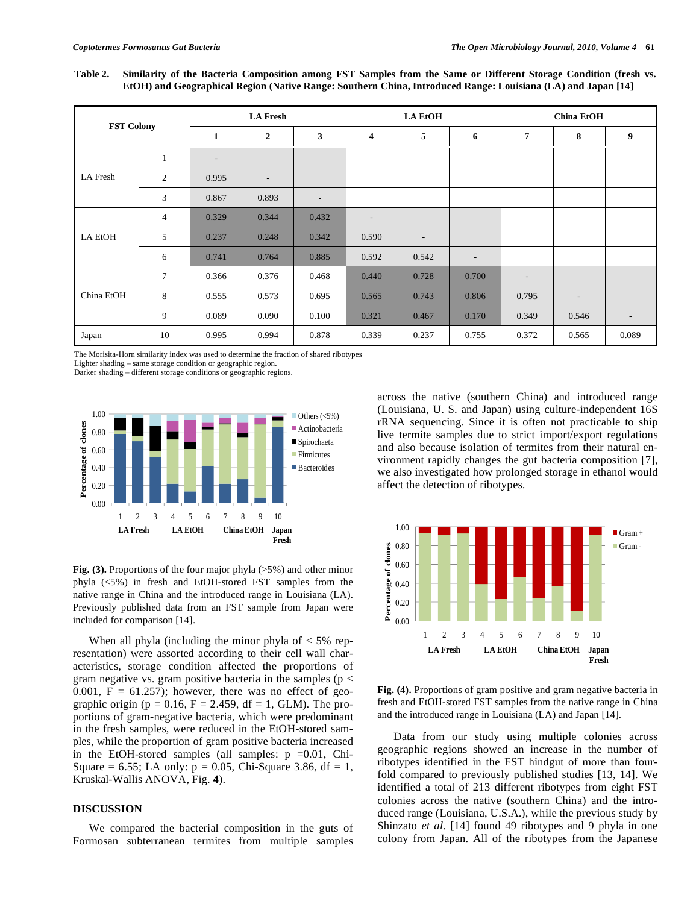**Table 2. Similarity of the Bacteria Composition among FST Samples from the Same or Different Storage Condition (fresh vs. EtOH) and Geographical Region (Native Range: Southern China, Introduced Range: Louisiana (LA) and Japan [14]**

| FST Colony | | LA Fresh | | | LA EtOH | | | China EtOH | | |
|---|---|---|---|---|---|---|---|---|---|---|
| | | 1 | 2 | 3 | 4 | 5 | 6 | 7 | 8 | 9 |
| LA Fresh | 1 | - | | | | | | | | |
| | 2 | 0.995 | - | | | | | | | |
| | 3 | 0.867 | 0.893 | - | | | | | | |
| LA EtOH | 4 | 0.329 | 0.344 | 0.432 | - | | | | | |
| | 5 | 0.237 | 0.248 | 0.342 | 0.590 | - | | | | |
| | 6 | 0.741 | 0.764 | 0.885 | 0.592 | 0.542 | - | | | |
| China EtOH | 7 | 0.366 | 0.376 | 0.468 | 0.440 | 0.728 | 0.700 | - | | |
| | 8 | 0.555 | 0.573 | 0.695 | 0.565 | 0.743 | 0.806 | 0.795 | - | |
| | 9 | 0.089 | 0.090 | 0.100 | 0.321 | 0.467 | 0.170 | 0.349 | 0.546 | - |
| Japan | 10 | 0.995 | 0.994 | 0.878 | 0.339 | 0.237 | 0.755 | 0.372 | 0.565 | 0.089 |

The Morisita-Horn similarity index was used to determine the fraction of shared ribotypes
Lighter shading – same storage condition or geographic region.
Darker shading – different storage conditions or geographic regions.

**Fig. (3).** Proportions of the four major phyla (>5%) and other minor phyla (<5%) in fresh and EtOH-stored FST samples from the native range in China and the introduced range in Louisiana (LA). Previously published data from an FST sample from Japan were included for comparison [14].

When all phyla (including the minor phyla of < 5% representation) were assorted according to their cell wall characteristics, storage condition affected the proportions of gram negative vs. gram positive bacteria in the samples ($p < 0.001$, $F = 61.257$); however, there was no effect of geographic origin ($p = 0.16$, $F = 2.459$, df = 1, GLM). The proportions of gram-negative bacteria, which were predominant in the fresh samples, were reduced in the EtOH-stored samples, while the proportion of gram positive bacteria increased in the EtOH-stored samples (all samples: $p = 0.01$, Chi-Square = 6.55; LA only: $p = 0.05$, Chi-Square 3.86, df = 1, Kruskal-Wallis ANOVA, Fig. **4**).

## DISCUSSION

We compared the bacterial composition in the guts of Formosan subterranean termites from multiple samples across the native (southern China) and introduced range (Louisiana, U. S. and Japan) using culture-independent 16S rRNA sequencing. Since it is often not practicable to ship live termite samples due to strict import/export regulations and also because isolation of termites from their natural environment rapidly changes the gut bacteria composition [7], we also investigated how prolonged storage in ethanol would affect the detection of ribotypes.

**Fig. (4).** Proportions of gram positive and gram negative bacteria in fresh and EtOH-stored FST samples from the native range in China and the introduced range in Louisiana (LA) and Japan [14].

Data from our study using multiple colonies across geographic regions showed an increase in the number of ribotypes identified in the FST hindgut of more than four-fold compared to previously published studies [13, 14]. We identified a total of 213 different ribotypes from eight FST colonies across the native (southern China) and the introduced range (Louisiana, U.S.A.), while the previous study by Shinzato *et al*. [14] found 49 ribotypes and 9 phyla in one colony from Japan. All of the ribotypes from the Japanese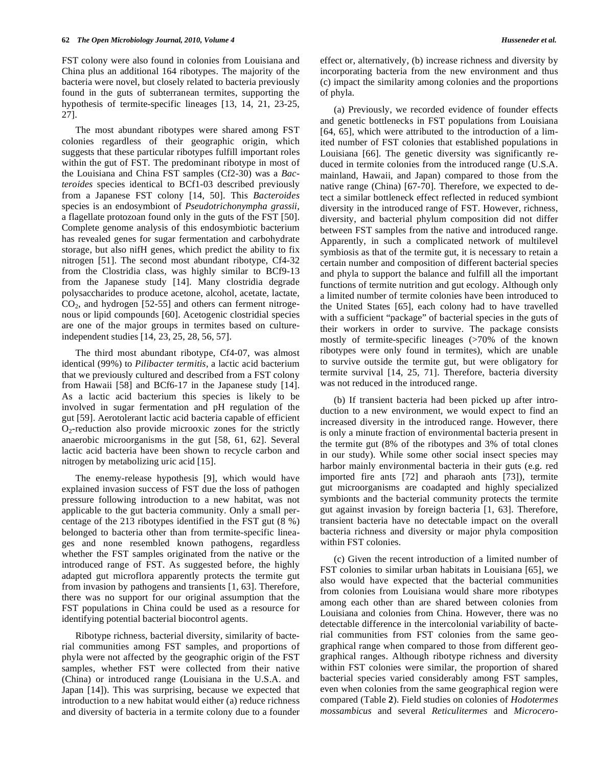FST colony were also found in colonies from Louisiana and China plus an additional 164 ribotypes. The majority of the bacteria were novel, but closely related to bacteria previously found in the guts of subterranean termites, supporting the hypothesis of termite-specific lineages [13, 14, 21, 23-25, 27].

The most abundant ribotypes were shared among FST colonies regardless of their geographic origin, which suggests that these particular ribotypes fulfill important roles within the gut of FST. The predominant ribotype in most of the Louisiana and China FST samples (Cf2-30) was a *Bacteroides* species identical to BCf1-03 described previously from a Japanese FST colony [14, 50]. This *Bacteroides* species is an endosymbiont of *Pseudotrichonympha grassii*, a flagellate protozoan found only in the guts of the FST [50]. Complete genome analysis of this endosymbiotic bacterium has revealed genes for sugar fermentation and carbohydrate storage, but also nifH genes, which predict the ability to fix nitrogen [51]. The second most abundant ribotype, Cf4-32 from the Clostridia class, was highly similar to BCf9-13 from the Japanese study [14]. Many clostridia degrade polysaccharides to produce acetone, alcohol, acetate, lactate, $CO_2$, and hydrogen [52-55] and others can ferment nitrogenous or lipid compounds [60]. Acetogenic clostridial species are one of the major groups in termites based on culture-independent studies [14, 23, 25, 28, 56, 57].

The third most abundant ribotype, Cf4-07, was almost identical (99%) to *Pilibacter termitis*, a lactic acid bacterium that we previously cultured and described from a FST colony from Hawaii [58] and BCf6-17 in the Japanese study [14]. As a lactic acid bacterium this species is likely to be involved in sugar fermentation and pH regulation of the gut [59]. Aerotolerant lactic acid bacteria capable of efficient $O_2$-reduction also provide microoxic zones for the strictly anaerobic microorganisms in the gut [58, 61, 62]. Several lactic acid bacteria have been shown to recycle carbon and nitrogen by metabolizing uric acid [15].

The enemy-release hypothesis [9], which would have explained invasion success of FST due the loss of pathogen pressure following introduction to a new habitat, was not applicable to the gut bacteria community. Only a small percentage of the 213 ribotypes identified in the FST gut (8 %) belonged to bacteria other than from termite-specific lineages and none resembled known pathogens, regardless whether the FST samples originated from the native or the introduced range of FST. As suggested before, the highly adapted gut microflora apparently protects the termite gut from invasion by pathogens and transients [1, 63]. Therefore, there was no support for our original assumption that the FST populations in China could be used as a resource for identifying potential bacterial biocontrol agents.

Ribotype richness, bacterial diversity, similarity of bacterial communities among FST samples, and proportions of phyla were not affected by the geographic origin of the FST samples, whether FST were collected from their native (China) or introduced range (Louisiana in the U.S.A. and Japan [14]). This was surprising, because we expected that introduction to a new habitat would either (a) reduce richness and diversity of bacteria in a termite colony due to a founder effect or, alternatively, (b) increase richness and diversity by incorporating bacteria from the new environment and thus (c) impact the similarity among colonies and the proportions of phyla.

(a) Previously, we recorded evidence of founder effects and genetic bottlenecks in FST populations from Louisiana [64, 65], which were attributed to the introduction of a limited number of FST colonies that established populations in Louisiana [66]. The genetic diversity was significantly reduced in termite colonies from the introduced range (U.S.A. mainland, Hawaii, and Japan) compared to those from the native range (China) [67-70]. Therefore, we expected to detect a similar bottleneck effect reflected in reduced symbiont diversity in the introduced range of FST. However, richness, diversity, and bacterial phylum composition did not differ between FST samples from the native and introduced range. Apparently, in such a complicated network of multilevel symbiosis as that of the termite gut, it is necessary to retain a certain number and composition of different bacterial species and phyla to support the balance and fulfill all the important functions of termite nutrition and gut ecology. Although only a limited number of termite colonies have been introduced to the United States [65], each colony had to have travelled with a sufficient "package" of bacterial species in the guts of their workers in order to survive. The package consists mostly of termite-specific lineages (>70% of the known ribotypes were only found in termites), which are unable to survive outside the termite gut, but were obligatory for termite survival [14, 25, 71]. Therefore, bacteria diversity was not reduced in the introduced range.

(b) If transient bacteria had been picked up after introduction to a new environment, we would expect to find an increased diversity in the introduced range. However, there is only a minute fraction of environmental bacteria present in the termite gut (8% of the ribotypes and 3% of total clones in our study). While some other social insect species may harbor mainly environmental bacteria in their guts (e.g. red imported fire ants [72] and pharaoh ants [73]), termite gut microorganisms are coadapted and highly specialized symbionts and the bacterial community protects the termite gut against invasion by foreign bacteria [1, 63]. Therefore, transient bacteria have no detectable impact on the overall bacteria richness and diversity or major phyla composition within FST colonies.

(c) Given the recent introduction of a limited number of FST colonies to similar urban habitats in Louisiana [65], we also would have expected that the bacterial communities from colonies from Louisiana would share more ribotypes among each other than are shared between colonies from Louisiana and colonies from China. However, there was no detectable difference in the intercolonial variability of bacterial communities from FST colonies from the same geographical range when compared to those from different geographical ranges. Although ribotype richness and diversity within FST colonies were similar, the proportion of shared bacterial species varied considerably among FST samples, even when colonies from the same geographical region were compared (Table **2**). Field studies on colonies of *Hodotermes mossambicus* and several *Reticulitermes* and *Microcero-*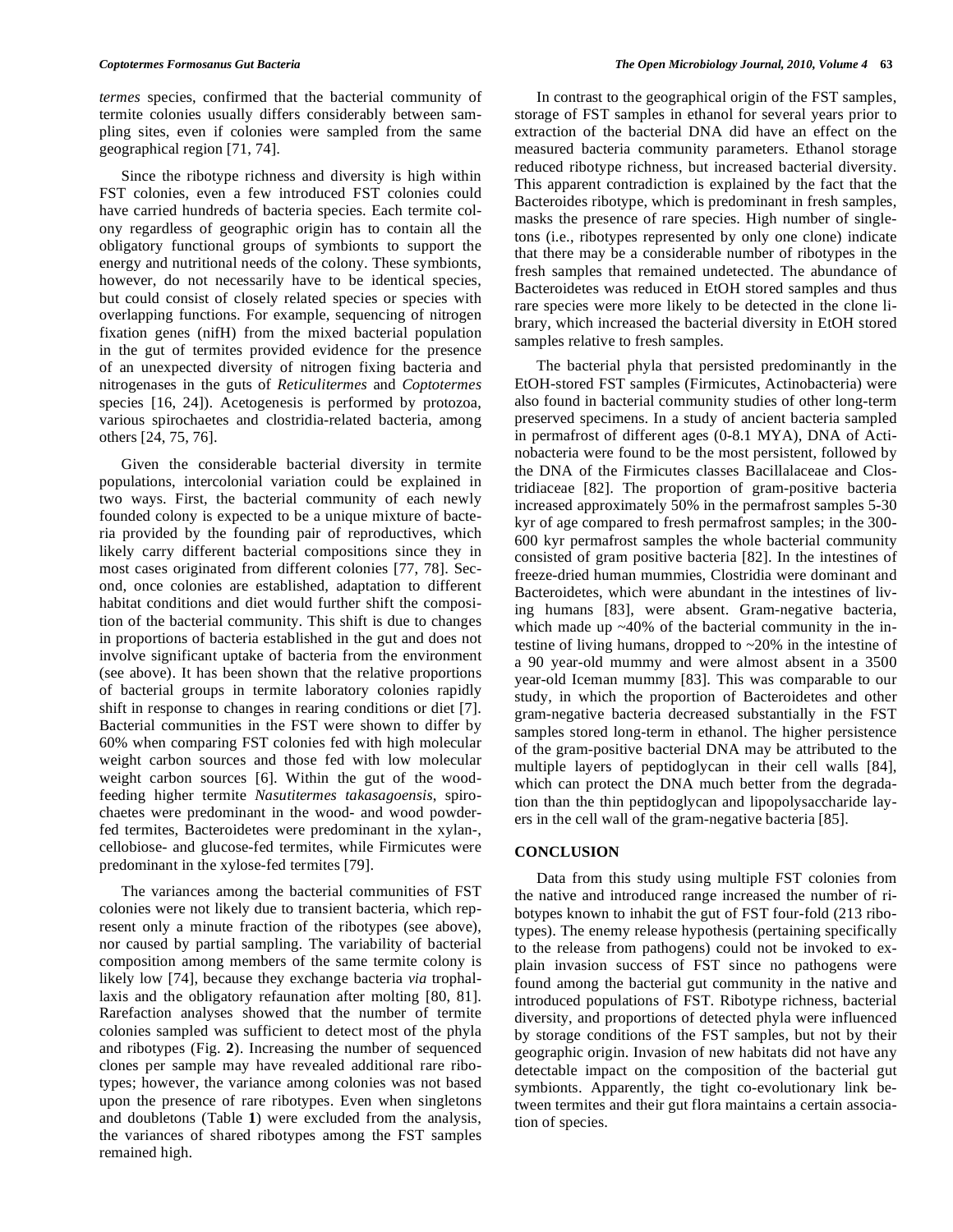*termes* species, confirmed that the bacterial community of termite colonies usually differs considerably between sampling sites, even if colonies were sampled from the same geographical region [71, 74].

Since the ribotype richness and diversity is high within FST colonies, even a few introduced FST colonies could have carried hundreds of bacteria species. Each termite colony regardless of geographic origin has to contain all the obligatory functional groups of symbionts to support the energy and nutritional needs of the colony. These symbionts, however, do not necessarily have to be identical species, but could consist of closely related species or species with overlapping functions. For example, sequencing of nitrogen fixation genes (nifH) from the mixed bacterial population in the gut of termites provided evidence for the presence of an unexpected diversity of nitrogen fixing bacteria and nitrogenases in the guts of *Reticulitermes* and *Coptotermes* species [16, 24]). Acetogenesis is performed by protozoa, various spirochaetes and clostridia-related bacteria, among others [24, 75, 76].

Given the considerable bacterial diversity in termite populations, intercolonial variation could be explained in two ways. First, the bacterial community of each newly founded colony is expected to be a unique mixture of bacteria provided by the founding pair of reproductives, which likely carry different bacterial compositions since they in most cases originated from different colonies [77, 78]. Second, once colonies are established, adaptation to different habitat conditions and diet would further shift the composition of the bacterial community. This shift is due to changes in proportions of bacteria established in the gut and does not involve significant uptake of bacteria from the environment (see above). It has been shown that the relative proportions of bacterial groups in termite laboratory colonies rapidly shift in response to changes in rearing conditions or diet [7]. Bacterial communities in the FST were shown to differ by 60% when comparing FST colonies fed with high molecular weight carbon sources and those fed with low molecular weight carbon sources [6]. Within the gut of the wood-feeding higher termite *Nasutitermes takasagoensis*, spirochaetes were predominant in the wood- and wood powder-fed termites, Bacteroidetes were predominant in the xylan-, cellobiose- and glucose-fed termites, while Firmicutes were predominant in the xylose-fed termites [79].

The variances among the bacterial communities of FST colonies were not likely due to transient bacteria, which represent only a minute fraction of the ribotypes (see above), nor caused by partial sampling. The variability of bacterial composition among members of the same termite colony is likely low [74], because they exchange bacteria *via* trophallaxis and the obligatory refaunation after molting [80, 81]. Rarefaction analyses showed that the number of termite colonies sampled was sufficient to detect most of the phyla and ribotypes (Fig. **2**). Increasing the number of sequenced clones per sample may have revealed additional rare ribotypes; however, the variance among colonies was not based upon the presence of rare ribotypes. Even when singletons and doubletons (Table **1**) were excluded from the analysis, the variances of shared ribotypes among the FST samples remained high.

In contrast to the geographical origin of the FST samples, storage of FST samples in ethanol for several years prior to extraction of the bacterial DNA did have an effect on the measured bacteria community parameters. Ethanol storage reduced ribotype richness, but increased bacterial diversity. This apparent contradiction is explained by the fact that the Bacteroides ribotype, which is predominant in fresh samples, masks the presence of rare species. High number of singletons (i.e., ribotypes represented by only one clone) indicate that there may be a considerable number of ribotypes in the fresh samples that remained undetected. The abundance of Bacteroidetes was reduced in EtOH stored samples and thus rare species were more likely to be detected in the clone library, which increased the bacterial diversity in EtOH stored samples relative to fresh samples.

The bacterial phyla that persisted predominantly in the EtOH-stored FST samples (Firmicutes, Actinobacteria) were also found in bacterial community studies of other long-term preserved specimens. In a study of ancient bacteria sampled in permafrost of different ages (0-8.1 MYA), DNA of Actinobacteria were found to be the most persistent, followed by the DNA of the Firmicutes classes Bacillalaceae and Clostridiaceae [82]. The proportion of gram-positive bacteria increased approximately 50% in the permafrost samples 5-30 kyr of age compared to fresh permafrost samples; in the 300-600 kyr permafrost samples the whole bacterial community consisted of gram positive bacteria [82]. In the intestines of freeze-dried human mummies, Clostridia were dominant and Bacteroidetes, which were abundant in the intestines of living humans [83], were absent. Gram-negative bacteria, which made up ~40% of the bacterial community in the intestine of living humans, dropped to ~20% in the intestine of a 90 year-old mummy and were almost absent in a 3500 year-old Iceman mummy [83]. This was comparable to our study, in which the proportion of Bacteroidetes and other gram-negative bacteria decreased substantially in the FST samples stored long-term in ethanol. The higher persistence of the gram-positive bacterial DNA may be attributed to the multiple layers of peptidoglycan in their cell walls [84], which can protect the DNA much better from the degradation than the thin peptidoglycan and lipopolysaccharide layers in the cell wall of the gram-negative bacteria [85].

## CONCLUSION

Data from this study using multiple FST colonies from the native and introduced range increased the number of ribotypes known to inhabit the gut of FST four-fold (213 ribotypes). The enemy release hypothesis (pertaining specifically to the release from pathogens) could not be invoked to explain invasion success of FST since no pathogens were found among the bacterial gut community in the native and introduced populations of FST. Ribotype richness, bacterial diversity, and proportions of detected phyla were influenced by storage conditions of the FST samples, but not by their geographic origin. Invasion of new habitats did not have any detectable impact on the composition of the bacterial gut symbionts. Apparently, the tight co-evolutionary link between termites and their gut flora maintains a certain association of species.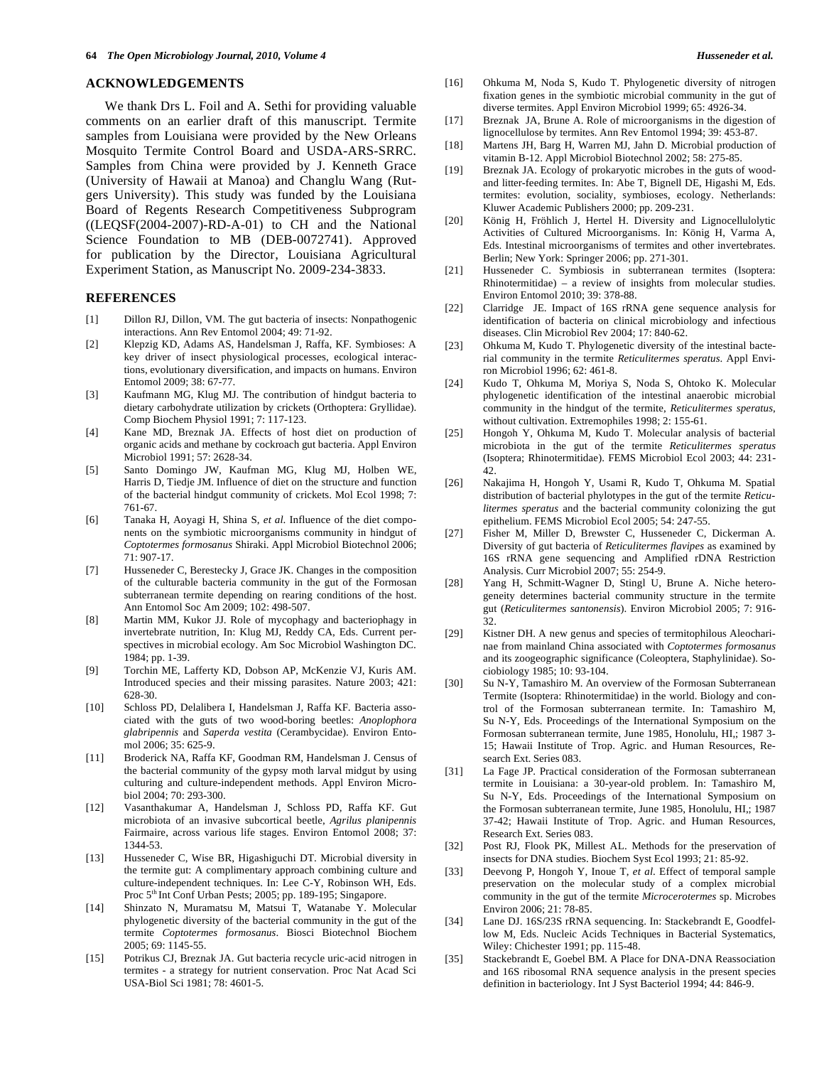## ACKNOWLEDGEMENTS

We thank Drs L. Foil and A. Sethi for providing valuable comments on an earlier draft of this manuscript. Termite samples from Louisiana were provided by the New Orleans Mosquito Termite Control Board and USDA-ARS-SRRC. Samples from China were provided by J. Kenneth Grace (University of Hawaii at Manoa) and Changlu Wang (Rutgers University). This study was funded by the Louisiana Board of Regents Research Competitiveness Subprogram ((LEQSF(2004-2007)-RD-A-01) to CH and the National Science Foundation to MB (DEB-0072741). Approved for publication by the Director, Louisiana Agricultural Experiment Station, as Manuscript No. 2009-234-3833.

## REFERENCES

[1] Dillon RJ, Dillon, VM. The gut bacteria of insects: Nonpathogenic interactions. Ann Rev Entomol 2004; 49: 71-92.

[2] Klepzig KD, Adams AS, Handelsman J, Raffa, KF. Symbioses: A key driver of insect physiological processes, ecological interactions, evolutionary diversification, and impacts on humans. Environ Entomol 2009; 38: 67-77.

[3] Kaufmann MG, Klug MJ. The contribution of hindgut bacteria to dietary carbohydrate utilization by crickets (Orthoptera: Gryllidae). Comp Biochem Physiol 1991; 7: 117-123.

[4] Kane MD, Breznak JA. Effects of host diet on production of organic acids and methane by cockroach gut bacteria. Appl Environ Microbiol 1991; 57: 2628-34.

[5] Santo Domingo JW, Kaufman MG, Klug MJ, Holben WE, Harris D, Tiedje JM. Influence of diet on the structure and function of the bacterial hindgut community of crickets. Mol Ecol 1998; 7: 761-67.

[6] Tanaka H, Aoyagi H, Shina S, *et al.* Influence of the diet components on the symbiotic microorganisms community in hindgut of *Coptotermes formosanus* Shiraki. Appl Microbiol Biotechnol 2006; 71: 907-17.

[7] Husseneder C, Berestecky J, Grace JK. Changes in the composition of the culturable bacteria community in the gut of the Formosan subterranean termite depending on rearing conditions of the host. Ann Entomol Soc Am 2009; 102: 498-507.

[8] Martin MM, Kukor JJ. Role of mycophagy and bacteriophagy in invertebrate nutrition, In: Klug MJ, Reddy CA, Eds. Current perspectives in microbial ecology. Am Soc Microbiol Washington DC. 1984; pp. 1-39.

[9] Torchin ME, Lafferty KD, Dobson AP, McKenzie VJ, Kuris AM. Introduced species and their missing parasites. Nature 2003; 421: 628-30.

[10] Schloss PD, Delalibera I, Handelsman J, Raffa KF. Bacteria associated with the guts of two wood-boring beetles: *Anoplophora glabripennis* and *Saperda vestita* (Cerambycidae). Environ Entomol 2006; 35: 625-9.

[11] Broderick NA, Raffa KF, Goodman RM, Handelsman J. Census of the bacterial community of the gypsy moth larval midgut by using culturing and culture-independent methods. Appl Environ Microbiol 2004; 70: 293-300.

[12] Vasanthakumar A, Handelsman J, Schloss PD, Raffa KF. Gut microbiota of an invasive subcortical beetle, *Agrilus planipennis* Fairmaire, across various life stages. Environ Entomol 2008; 37: 1344-53.

[13] Husseneder C, Wise BR, Higashiguchi DT. Microbial diversity in the termite gut: A complimentary approach combining culture and culture-independent techniques. In: Lee C-Y, Robinson WH, Eds. Proc 5th Int Conf Urban Pests; 2005; pp. 189-195; Singapore.

[14] Shinzato N, Muramatsu M, Matsui T, Watanabe Y. Molecular phylogenetic diversity of the bacterial community in the gut of the termite *Coptotermes formosanus*. Biosci Biotechnol Biochem 2005; 69: 1145-55.

[15] Potrikus CJ, Breznak JA. Gut bacteria recycle uric-acid nitrogen in termites - a strategy for nutrient conservation. Proc Nat Acad Sci USA-Biol Sci 1981; 78: 4601-5.

[16] Ohkuma M, Noda S, Kudo T. Phylogenetic diversity of nitrogen fixation genes in the symbiotic microbial community in the gut of diverse termites. Appl Environ Microbiol 1999; 65: 4926-34.

[17] Breznak JA, Brune A. Role of microorganisms in the digestion of lignocellulose by termites. Ann Rev Entomol 1994; 39: 453-87.

[18] Martens JH, Barg H, Warren MJ, Jahn D. Microbial production of vitamin B-12. Appl Microbiol Biotechnol 2002; 58: 275-85.

[19] Breznak JA. Ecology of prokaryotic microbes in the guts of wood- and litter-feeding termites. In: Abe T, Bignell DE, Higashi M, Eds. termites: evolution, sociality, symbioses, ecology. Netherlands: Kluwer Academic Publishers 2000; pp. 209-231.

[20] König H, Fröhlich J, Hertel H. Diversity and Lignocellulolytic Activities of Cultured Microorganisms. In: König H, Varma A, Eds. Intestinal microorganisms of termites and other invertebrates. Berlin; New York: Springer 2006; pp. 271-301.

[21] Husseneder C. Symbiosis in subterranean termites (Isoptera: Rhinotermitidae) – a review of insights from molecular studies. Environ Entomol 2010; 39: 378-88.

[22] Clarridge JE. Impact of 16S rRNA gene sequence analysis for identification of bacteria on clinical microbiology and infectious diseases. Clin Microbiol Rev 2004; 17: 840-62.

[23] Ohkuma M, Kudo T. Phylogenetic diversity of the intestinal bacterial community in the termite *Reticulitermes speratus*. Appl Environ Microbiol 1996; 62: 461-8.

[24] Kudo T, Ohkuma M, Moriya S, Noda S, Ohtoko K. Molecular phylogenetic identification of the intestinal anaerobic microbial community in the hindgut of the termite, *Reticulitermes speratus*, without cultivation. Extremophiles 1998; 2: 155-61.

[25] Hongoh Y, Ohkuma M, Kudo T. Molecular analysis of bacterial microbiota in the gut of the termite *Reticulitermes speratus* (Isoptera; Rhinotermitidae). FEMS Microbiol Ecol 2003; 44: 231-42.

[26] Nakajima H, Hongoh Y, Usami R, Kudo T, Ohkuma M. Spatial distribution of bacterial phylotypes in the gut of the termite *Reticulitermes speratus* and the bacterial community colonizing the gut epithelium. FEMS Microbiol Ecol 2005; 54: 247-55.

[27] Fisher M, Miller D, Brewster C, Husseneder C, Dickerman A. Diversity of gut bacteria of *Reticulitermes flavipes* as examined by 16S rRNA gene sequencing and Amplified rDNA Restriction Analysis. Curr Microbiol 2007; 55: 254-9.

[28] Yang H, Schmitt-Wagner D, Stingl U, Brune A. Niche heterogeneity determines bacterial community structure in the termite gut (*Reticulitermes santonensis*). Environ Microbiol 2005; 7: 916-32.

[29] Kistner DH. A new genus and species of termitophilous Aleocharinae from mainland China associated with *Coptotermes formosanus* and its zoogeographic significance (Coleoptera, Staphylinidae). Sociobiology 1985; 10: 93-104.

[30] Su N-Y, Tamashiro M. An overview of the Formosan Subterranean Termite (Isoptera: Rhinotermitidae) in the world. Biology and control of the Formosan subterranean termite. In: Tamashiro M, Su N-Y, Eds. Proceedings of the International Symposium on the Formosan subterranean termite, June 1985, Honolulu, HI,; 1987 3-15; Hawaii Institute of Trop. Agric. and Human Resources, Research Ext. Series 083.

[31] La Fage JP. Practical consideration of the Formosan subterranean termite in Louisiana: a 30-year-old problem. In: Tamashiro M, Su N-Y, Eds. Proceedings of the International Symposium on the Formosan subterranean termite, June 1985, Honolulu, HI,; 1987 37-42; Hawaii Institute of Trop. Agric. and Human Resources, Research Ext. Series 083.

[32] Post RJ, Flook PK, Millest AL. Methods for the preservation of insects for DNA studies. Biochem Syst Ecol 1993; 21: 85-92.

[33] Deevong P, Hongoh Y, Inoue T, *et al.* Effect of temporal sample preservation on the molecular study of a complex microbial community in the gut of the termite *Microcerotermes* sp. Microbes Environ 2006; 21: 78-85.

[34] Lane DJ. 16S/23S rRNA sequencing. In: Stackebrandt E, Goodfellow M, Eds. Nucleic Acids Techniques in Bacterial Systematics, Wiley: Chichester 1991; pp. 115-48.

[35] Stackebrandt E, Goebel BM. A Place for DNA-DNA Reassociation and 16S ribosomal RNA sequence analysis in the present species definition in bacteriology. Int J Syst Bacteriol 1994; 44: 846-9.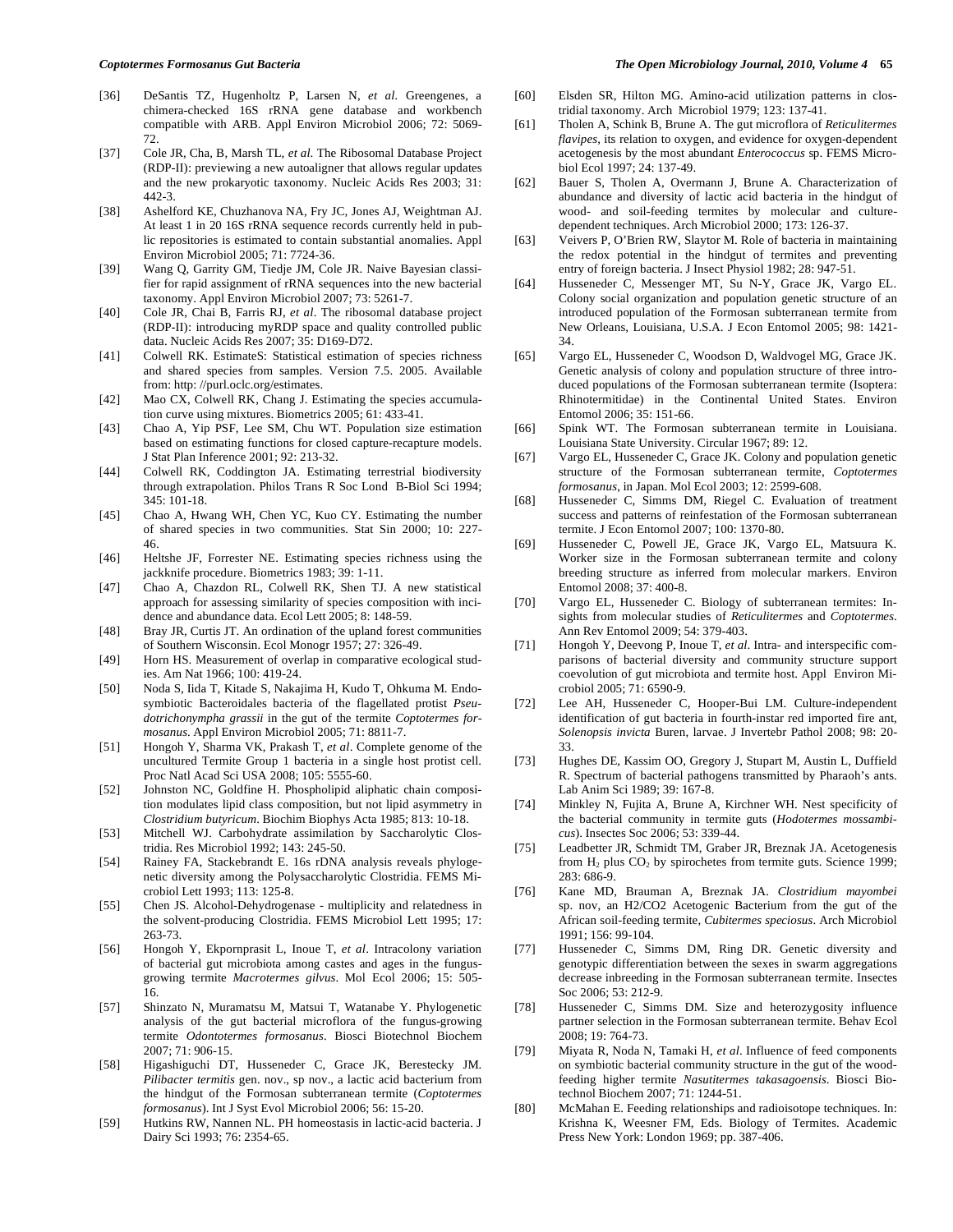[36] DeSantis TZ, Hugenholtz P, Larsen N, *et al*. Greengenes, a chimera-checked 16S rRNA gene database and workbench compatible with ARB. Appl Environ Microbiol 2006; 72: 5069-72.

[37] Cole JR, Cha, B, Marsh TL, *et al*. The Ribosomal Database Project (RDP-II): previewing a new autoaligner that allows regular updates and the new prokaryotic taxonomy. Nucleic Acids Res 2003; 31: 442-3.

[38] Ashelford KE, Chuzhanova NA, Fry JC, Jones AJ, Weightman AJ. At least 1 in 20 16S rRNA sequence records currently held in public repositories is estimated to contain substantial anomalies. Appl Environ Microbiol 2005; 71: 7724-36.

[39] Wang Q, Garrity GM, Tiedje JM, Cole JR. Naive Bayesian classifier for rapid assignment of rRNA sequences into the new bacterial taxonomy. Appl Environ Microbiol 2007; 73: 5261-7.

[40] Cole JR, Chai B, Farris RJ, *et al*. The ribosomal database project (RDP-II): introducing myRDP space and quality controlled public data. Nucleic Acids Res 2007; 35: D169-D72.

[41] Colwell RK. EstimateS: Statistical estimation of species richness and shared species from samples. Version 7.5. 2005. Available from: http: //purl.oclc.org/estimates.

[42] Mao CX, Colwell RK, Chang J. Estimating the species accumulation curve using mixtures. Biometrics 2005; 61: 433-41.

[43] Chao A, Yip PSF, Lee SM, Chu WT. Population size estimation based on estimating functions for closed capture-recapture models. J Stat Plan Inference 2001; 92: 213-32.

[44] Colwell RK, Coddington JA. Estimating terrestrial biodiversity through extrapolation. Philos Trans R Soc Lond B-Biol Sci 1994; 345: 101-18.

[45] Chao A, Hwang WH, Chen YC, Kuo CY. Estimating the number of shared species in two communities. Stat Sin 2000; 10: 227-46.

[46] Heltshe JF, Forrester NE. Estimating species richness using the jackknife procedure. Biometrics 1983; 39: 1-11.

[47] Chao A, Chazdon RL, Colwell RK, Shen TJ. A new statistical approach for assessing similarity of species composition with incidence and abundance data. Ecol Lett 2005; 8: 148-59.

[48] Bray JR, Curtis JT. An ordination of the upland forest communities of Southern Wisconsin. Ecol Monogr 1957; 27: 326-49.

[49] Horn HS. Measurement of overlap in comparative ecological studies. Am Nat 1966; 100: 419-24.

[50] Noda S, Iida T, Kitade S, Nakajima H, Kudo T, Ohkuma M. Endosymbiotic Bacteroidales bacteria of the flagellated protist *Pseudotrichonympha grassii* in the gut of the termite *Coptotermes formosanus*. Appl Environ Microbiol 2005; 71: 8811-7.

[51] Hongoh Y, Sharma VK, Prakash T, *et al*. Complete genome of the uncultured Termite Group 1 bacteria in a single host protist cell. Proc Natl Acad Sci USA 2008; 105: 5555-60.

[52] Johnston NC, Goldfine H. Phospholipid aliphatic chain composition modulates lipid class composition, but not lipid asymmetry in *Clostridium butyricum*. Biochim Biophys Acta 1985; 813: 10-18.

[53] Mitchell WJ. Carbohydrate assimilation by Saccharolytic Clostridia. Res Microbiol 1992; 143: 245-50.

[54] Rainey FA, Stackebrandt E. 16s rDNA analysis reveals phylogenetic diversity among the Polysaccharolytic Clostridia. FEMS Microbiol Lett 1993; 113: 125-8.

[55] Chen JS. Alcohol-Dehydrogenase - multiplicity and relatedness in the solvent-producing Clostridia. FEMS Microbiol Lett 1995; 17: 263-73.

[56] Hongoh Y, Ekpornprasit L, Inoue T, *et al*. Intracolony variation of bacterial gut microbiota among castes and ages in the fungus-growing termite *Macrotermes gilvus*. Mol Ecol 2006; 15: 505-16.

[57] Shinzato N, Muramatsu M, Matsui T, Watanabe Y. Phylogenetic analysis of the gut bacterial microflora of the fungus-growing termite *Odontotermes formosanus*. Biosci Biotechnol Biochem 2007; 71: 906-15.

[58] Higashiguchi DT, Husseneder C, Grace JK, Berestecky JM. *Pilibacter termitis* gen. nov., sp nov., a lactic acid bacterium from the hindgut of the Formosan subterranean termite (*Coptotermes formosanus*). Int J Syst Evol Microbiol 2006; 56: 15-20.

[59] Hutkins RW, Nannen NL. PH homeostasis in lactic-acid bacteria. J Dairy Sci 1993; 76: 2354-65.

[60] Elsden SR, Hilton MG. Amino-acid utilization patterns in clostridial taxonomy. Arch Microbiol 1979; 123: 137-41.

[61] Tholen A, Schink B, Brune A. The gut microflora of *Reticulitermes flavipes*, its relation to oxygen, and evidence for oxygen-dependent acetogenesis by the most abundant *Enterococcus* sp. FEMS Microbiol Ecol 1997; 24: 137-49.

[62] Bauer S, Tholen A, Overmann J, Brune A. Characterization of abundance and diversity of lactic acid bacteria in the hindgut of wood- and soil-feeding termites by molecular and culture-dependent techniques. Arch Microbiol 2000; 173: 126-37.

[63] Veivers P, O'Brien RW, Slaytor M. Role of bacteria in maintaining the redox potential in the hindgut of termites and preventing entry of foreign bacteria. J Insect Physiol 1982; 28: 947-51.

[64] Husseneder C, Messenger MT, Su N-Y, Grace JK, Vargo EL. Colony social organization and population genetic structure of an introduced population of the Formosan subterranean termite from New Orleans, Louisiana, U.S.A. J Econ Entomol 2005; 98: 1421-34.

[65] Vargo EL, Husseneder C, Woodson D, Waldvogel MG, Grace JK. Genetic analysis of colony and population structure of three introduced populations of the Formosan subterranean termite (Isoptera: Rhinotermitidae) in the Continental United States. Environ Entomol 2006; 35: 151-66.

[66] Spink WT. The Formosan subterranean termite in Louisiana. Louisiana State University. Circular 1967; 89: 12.

[67] Vargo EL, Husseneder C, Grace JK. Colony and population genetic structure of the Formosan subterranean termite, *Coptotermes formosanus*, in Japan. Mol Ecol 2003; 12: 2599-608.

[68] Husseneder C, Simms DM, Riegel C. Evaluation of treatment success and patterns of reinfestation of the Formosan subterranean termite. J Econ Entomol 2007; 100: 1370-80.

[69] Husseneder C, Powell JE, Grace JK, Vargo EL, Matsuura K. Worker size in the Formosan subterranean termite and colony breeding structure as inferred from molecular markers. Environ Entomol 2008; 37: 400-8.

[70] Vargo EL, Husseneder C. Biology of subterranean termites: Insights from molecular studies of *Reticulitermes* and *Coptotermes*. Ann Rev Entomol 2009; 54: 379-403.

[71] Hongoh Y, Deevong P, Inoue T, *et al*. Intra- and interspecific comparisons of bacterial diversity and community structure support coevolution of gut microbiota and termite host. Appl Environ Microbiol 2005; 71: 6590-9.

[72] Lee AH, Husseneder C, Hooper-Bui LM. Culture-independent identification of gut bacteria in fourth-instar red imported fire ant, *Solenopsis invicta* Buren, larvae. J Invertebr Pathol 2008; 98: 20-33.

[73] Hughes DE, Kassim OO, Gregory J, Stupart M, Austin L, Duffield R. Spectrum of bacterial pathogens transmitted by Pharaoh's ants. Lab Anim Sci 1989; 39: 167-8.

[74] Minkley N, Fujita A, Brune A, Kirchner WH. Nest specificity of the bacterial community in termite guts (*Hodotermes mossambicus*). Insectes Soc 2006; 53: 339-44.

[75] Leadbetter JR, Schmidt TM, Graber JR, Breznak JA. Acetogenesis from $H_2$ plus $CO_2$ by spirochetes from termite guts. Science 1999; 283: 686-9.

[76] Kane MD, Brauman A, Breznak JA. *Clostridium mayombei* sp. nov, an H2/CO2 Acetogenic Bacterium from the gut of the African soil-feeding termite, *Cubitermes speciosus*. Arch Microbiol 1991; 156: 99-104.

[77] Husseneder C, Simms DM, Ring DR. Genetic diversity and genotypic differentiation between the sexes in swarm aggregations decrease inbreeding in the Formosan subterranean termite. Insectes Soc 2006; 53: 212-9.

[78] Husseneder C, Simms DM. Size and heterozygosity influence partner selection in the Formosan subterranean termite. Behav Ecol 2008; 19: 764-73.

[79] Miyata R, Noda N, Tamaki H, *et al*. Influence of feed components on symbiotic bacterial community structure in the gut of the wood-feeding higher termite *Nasutitermes takasagoensis*. Biosci Biotechnol Biochem 2007; 71: 1244-51.

[80] McMahan E. Feeding relationships and radioisotope techniques. In: Krishna K, Weesner FM, Eds. Biology of Termites. Academic Press New York: London 1969; pp. 387-406.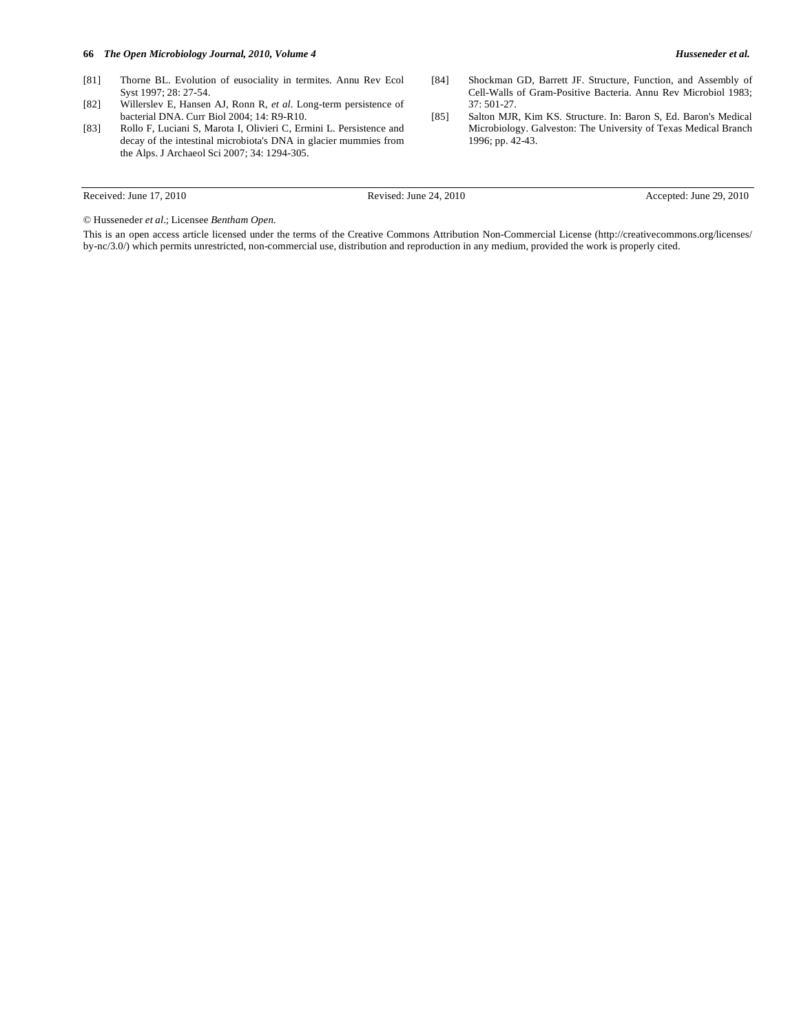[81] Thorne BL. Evolution of eusociality in termites. Annu Rev Ecol Syst 1997; 28: 27-54.

[82] Willerslev E, Hansen AJ, Ronn R, *et al*. Long-term persistence of bacterial DNA. Curr Biol 2004; 14: R9-R10.

[83] Rollo F, Luciani S, Marota I, Olivieri C, Ermini L. Persistence and decay of the intestinal microbiota's DNA in glacier mummies from the Alps. J Archaeol Sci 2007; 34: 1294-305.

[84] Shockman GD, Barrett JF. Structure, Function, and Assembly of Cell-Walls of Gram-Positive Bacteria. Annu Rev Microbiol 1983; 37: 501-27.

[85] Salton MJR, Kim KS. Structure. In: Baron S, Ed. Baron's Medical Microbiology. Galveston: The University of Texas Medical Branch 1996; pp. 42-43.

Received: June 17, 2010 Revised: June 24, 2010 Accepted: June 29, 2010

© Husseneder *et al*.; Licensee *Bentham Open*.

This is an open access article licensed under the terms of the Creative Commons Attribution Non-Commercial License (http://creativecommons.org/licenses/by-nc/3.0/) which permits unrestricted, non-commercial use, distribution and reproduction in any medium, provided the work is properly cited.